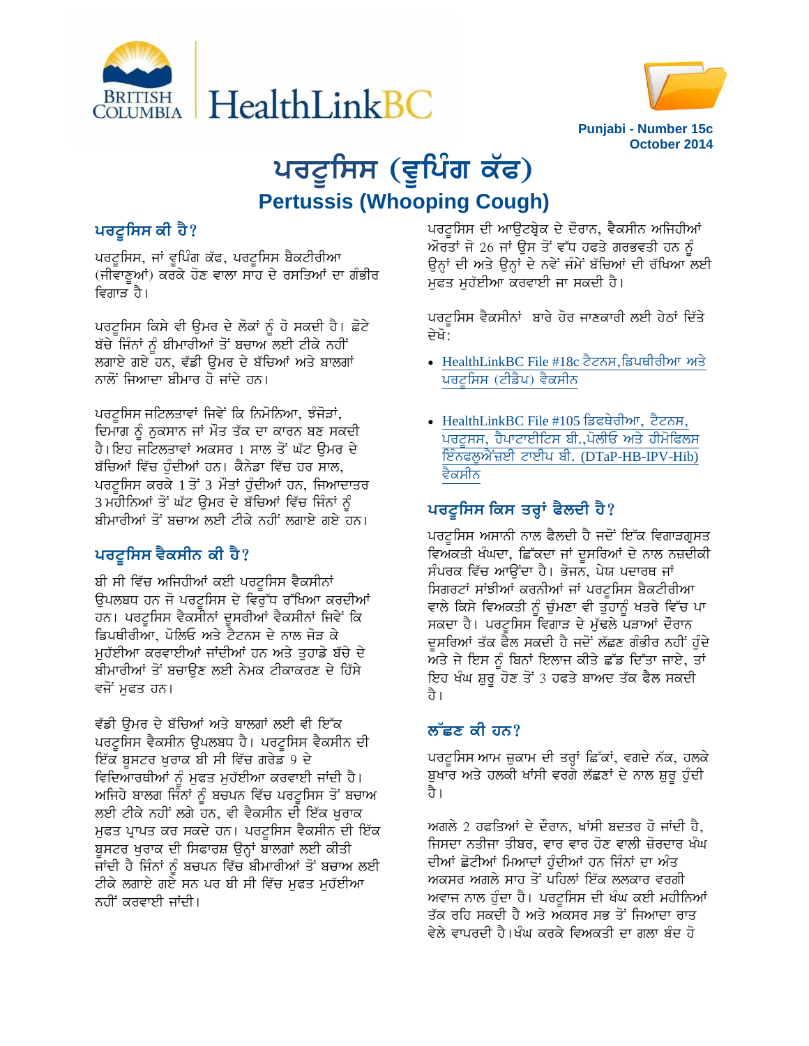Punjabi - Number 15c
October 2014

# ਪਰਟੂਸਿਸ (ਵੂਪਿੰਗ ਕੱਫ)

## Pertussis (Whooping Cough)

### ਪਰਟੂਸਿਸ ਕੀ ਹੈ?

ਪਰਟੂਸਿਸ, ਜਾਂ ਵੂਪਿੰਗ ਕੱਫ, ਪਰਟੂਸਿਸ ਬੈਕਟੀਰੀਆ (ਜੀਵਾਣੂਆਂ) ਕਰਕੇ ਹੋਣ ਵਾਲਾ ਸਾਹ ਦੇ ਰਸਤਿਆਂ ਦਾ ਗੰਭੀਰ ਵਿਗਾੜ ਹੈ।

ਪਰਟੂਸਿਸ ਕਿਸੇ ਵੀ ਉਮਰ ਦੇ ਲੋਕਾਂ ਨੂੰ ਹੋ ਸਕਦੀ ਹੈ। ਛੋਟੇ ਬੱਚੇ ਜਿੰਨਾਂ ਨੂੰ ਬੀਮਾਰੀਆਂ ਤੋਂ ਬਚਾਅ ਲਈ ਟੀਕੇ ਨਹੀਂ ਲਗਾਏ ਗਏ ਹਨ, ਵੱਡੀ ਉਮਰ ਦੇ ਬੱਚਿਆਂ ਅਤੇ ਬਾਲਗਾਂ ਨਾਲੋਂ ਜਿਆਦਾ ਬੀਮਾਰ ਹੋ ਜਾਂਦੇ ਹਨ।

ਪਰਟੂਸਿਸ ਜਟਿਲਤਾਵਾਂ ਜਿਵੇਂ ਕਿ ਨਿਮੋਨਿਆ, ਝੰਜੋੜਾਂ, ਦਿਮਾਗ ਨੂੰ ਨੁਕਸਾਨ ਜਾਂ ਮੌਤ ਤੱਕ ਦਾ ਕਾਰਨ ਬਣ ਸਕਦੀ ਹੈ। ਇਹ ਜਟਿਲਤਾਵਾਂ ਅਕਸਰ 1 ਸਾਲ ਤੋਂ ਘੱਟ ਉਮਰ ਦੇ ਬੱਚਿਆਂ ਵਿੱਚ ਹੁੰਦੀਆਂ ਹਨ। ਕੈਨੇਡਾ ਵਿੱਚ ਹਰ ਸਾਲ, ਪਰਟੂਸਿਸ ਕਰਕੇ 1 ਤੋਂ 3 ਮੌਤਾਂ ਹੁੰਦੀਆਂ ਹਨ, ਜਿਆਦਾਤਰ 3 ਮਹੀਨਿਆਂ ਤੋਂ ਘੱਟ ਉਮਰ ਦੇ ਬੱਚਿਆਂ ਵਿੱਚ ਜਿੰਨਾਂ ਨੂੰ ਬੀਮਾਰੀਆਂ ਤੋਂ ਬਚਾਅ ਲਈ ਟੀਕੇ ਨਹੀਂ ਲਗਾਏ ਗਏ ਹਨ।

### ਪਰਟੂਸਿਸ ਵੈਕਸੀਨ ਕੀ ਹੈ?

ਬੀ ਸੀ ਵਿੱਚ ਅਜਿਹੀਆਂ ਕਈ ਪਰਟੂਸਿਸ ਵੈਕਸੀਨਾਂ ਉਪਲਬਧ ਹਨ ਜੋ ਪਰਟੂਸਿਸ ਦੇ ਵਿਰੁੱਧ ਰੱਖਿਆ ਕਰਦੀਆਂ ਹਨ। ਪਰਟੂਸਿਸ ਵੈਕਸੀਨਾਂ ਦੂਸਰੀਆਂ ਵੈਕਸੀਨਾਂ ਜਿਵੇਂ ਕਿ ਡਿਫਥੀਰੀਆ, ਪੋਲਿਓ ਅਤੇ ਟੈਟਨਸ ਦੇ ਨਾਲ ਜੋੜ ਕੇ ਮੁਹੱਈਆ ਕਰਵਾਈਆਂ ਜਾਂਦੀਆਂ ਹਨ ਅਤੇ ਤੁਹਾਡੇ ਬੱਚੇ ਦੇ ਬੀਮਾਰੀਆਂ ਤੋਂ ਬਚਾਉਣ ਲਈ ਨੇਮਕ ਟੀਕਾਕਰਣ ਦੇ ਹਿੱਸੇ ਵਜੋਂ ਮੁਫਤ ਹਨ।

ਵੱਡੀ ਉਮਰ ਦੇ ਬੱਚਿਆਂ ਅਤੇ ਬਾਲਗਾਂ ਲਈ ਵੀ ਇੱਕ ਪਰਟੂਸਿਸ ਵੈਕਸੀਨ ਉਪਲਬਧ ਹੈ। ਪਰਟੂਸਿਸ ਵੈਕਸੀਨ ਦੀ ਇੱਕ ਬੂਸਟਰ ਖੁਰਾਕ ਬੀ ਸੀ ਵਿੱਚ ਗਰੇਡ 9 ਦੇ ਵਿਦਿਆਰਥੀਆਂ ਨੂੰ ਮੁਫਤ ਮੁਹੱਈਆ ਕਰਵਾਈ ਜਾਂਦੀ ਹੈ। ਅਜਿਹੇ ਬਾਲਗ ਜਿੰਨਾਂ ਨੂੰ ਬਚਪਨ ਵਿੱਚ ਪਰਟੂਸਿਸ ਤੋਂ ਬਚਾਅ ਲਈ ਟੀਕੇ ਨਹੀਂ ਲਗੇ ਹਨ, ਵੀ ਵੈਕਸੀਨ ਦੀ ਇੱਕ ਖੁਰਾਕ ਮੁਫਤ ਪ੍ਰਾਪਤ ਕਰ ਸਕਦੇ ਹਨ। ਪਰਟੂਸਿਸ ਵੈਕਸੀਨ ਦੀ ਇੱਕ ਬੂਸਟਰ ਖੁਰਾਕ ਦੀ ਸਿਫਾਰਸ਼ ਉਨ੍ਹਾਂ ਬਾਲਗਾਂ ਲਈ ਕੀਤੀ ਜਾਂਦੀ ਹੈ ਜਿੰਨਾਂ ਨੂੰ ਬਚਪਨ ਵਿੱਚ ਬੀਮਾਰੀਆਂ ਤੋਂ ਬਚਾਅ ਲਈ ਟੀਕੇ ਲਗਾਏ ਗਏ ਸਨ ਪਰ ਬੀ ਸੀ ਵਿੱਚ ਮੁਫਤ ਮੁਹੱਈਆ ਨਹੀਂ ਕਰਵਾਈ ਜਾਂਦੀ।

ਪਰਟੂਸਿਸ ਦੀ ਆਉਟਬ੍ਰੇਕ ਦੇ ਦੌਰਾਨ, ਵੈਕਸੀਨ ਅਜਿਹੀਆਂ ਔਰਤਾਂ ਜੋ 26 ਜਾਂ ਉਸ ਤੋਂ ਵੱਧ ਹਫਤੇ ਗਰਭਵਤੀ ਹਨ ਨੂੰ ਉਨ੍ਹਾਂ ਦੀ ਅਤੇ ਉਨ੍ਹਾਂ ਦੇ ਨਵੇਂ ਜੰਮੇਂ ਬੱਚਿਆਂ ਦੀ ਰੱਖਿਆ ਲਈ ਮੁਫਤ ਮੁਹੱਈਆ ਕਰਵਾਈ ਜਾ ਸਕਦੀ ਹੈ।

ਪਰਟੂਸਿਸ ਵੈਕਸੀਨਾਂ ਬਾਰੇ ਹੋਰ ਜਾਣਕਾਰੀ ਲਈ ਹੇਠਾਂ ਦਿੱਤੇ ਦੇਖੋ:

- HealthLinkBC File #18c ਟੈਟਨਸ,ਡਿਪਥੀਰੀਆ ਅਤੇ ਪਰਟੂਸਿਸ (ਟੀਡੈਪ) ਵੈਕਸੀਨ
- HealthLinkBC File #105 ਡਿਫਥੇਰੀਆ, ਟੈਟਨਸ, ਪਰਟੂਸਸ, ਹੈਪਾਟਾਈਟਿਸ ਬੀ.,ਪੋਲੀਓ ਅਤੇ ਹੀਮੋਫਿਲਸ ਇੰਨਫਲੂਐਂਜ਼ੀ ਟਾਈਪ ਬੀ. (DTaP-HB-IPV-Hib) ਵੈਕਸੀਨ

### ਪਰਟੂਸਿਸ ਕਿਸ ਤਰ੍ਹਾਂ ਫੈਲਦੀ ਹੈ?

ਪਰਟੂਸਿਸ ਅਸਾਨੀ ਨਾਲ ਫੈਲਦੀ ਹੈ ਜਦੋਂ ਇੱਕ ਵਿਗਾੜਗ੍ਰਸਤ ਵਿਅਕਤੀ ਖੰਘਦਾ, ਛਿੱਕਦਾ ਜਾਂ ਦੂਸਰਿਆਂ ਦੇ ਨਾਲ ਨਜ਼ਦੀਕੀ ਸੰਪਰਕ ਵਿੱਚ ਆਉਂਦਾ ਹੈ। ਭੋਜਨ, ਪੇਯ ਪਦਾਰਥ ਜਾਂ ਸਿਗਰਟਾਂ ਸਾਂਝੀਆਂ ਕਰਨੀਆਂ ਜਾਂ ਪਰਟੂਸਿਸ ਬੈਕਟੀਰੀਆ ਵਾਲੇ ਕਿਸੇ ਵਿਅਕਤੀ ਨੂੰ ਚੁੰਮਣਾ ਵੀ ਤੁਹਾਨੂੰ ਖਤਰੇ ਵਿੱਚ ਪਾ ਸਕਦਾ ਹੈ। ਪਰਟੂਸਿਸ ਵਿਗਾੜ ਦੇ ਮੁੱਢਲੇ ਪੜਾਆਂ ਦੌਰਾਨ ਦੂਸਰਿਆਂ ਤੱਕ ਫੈਲ ਸਕਦੀ ਹੈ ਜਦੋਂ ਲੱਛਣ ਗੰਭੀਰ ਨਹੀਂ ਹੁੰਦੇ ਅਤੇ ਜੇ ਇਸ ਨੂੰ ਬਿਨਾਂ ਇਲਾਜ ਕੀਤੇ ਛੱਡ ਦਿੱਤਾ ਜਾਵੇ, ਤਾਂ ਇਹ ਖੰਘ ਸ਼ੁਰੂ ਹੋਣ ਤੋਂ 3 ਹਫਤੇ ਬਾਅਦ ਤੱਕ ਫੈਲ ਸਕਦੀ ਹੈ।

### ਲੱਛਣ ਕੀ ਹਨ?

ਪਰਟੂਸਿਸ ਆਮ ਜ਼ੁਕਾਮ ਦੀ ਤਰ੍ਹਾਂ ਛਿੱਕਾਂ, ਵਗਦੇ ਨੱਕ, ਹਲਕੇ ਬੁਖਾਰ ਅਤੇ ਹਲਕੀ ਖਾਂਸੀ ਵਰਗੇ ਲੱਛਣਾਂ ਦੇ ਨਾਲ ਸ਼ੁਰੂ ਹੁੰਦੀ ਹੈ।

ਅਗਲੇ 2 ਹਫਤਿਆਂ ਦੇ ਦੌਰਾਨ, ਖਾਂਸੀ ਬਦਤਰ ਹੋ ਜਾਂਦੀ ਹੈ, ਜਿਸਦਾ ਨਤੀਜਾ ਤੀਬਰ, ਵਾਰ ਵਾਰ ਹੋਣ ਵਾਲੀ ਜ਼ੋਰਦਾਰ ਖੰਘ ਦੀਆਂ ਛੋਟੀਆਂ ਮਿਆਦਾਂ ਹੁੰਦੀਆਂ ਹਨ ਜਿੰਨਾਂ ਦਾ ਅੰਤ ਅਕਸਰ ਅਗਲੇ ਸਾਹ ਤੋਂ ਪਹਿਲਾਂ ਇੱਕ ਲਲਕਾਰ ਵਰਗੀ ਅਵਾਜ ਨਾਲ ਹੁੰਦਾ ਹੈ। ਪਰਟੂਸਿਸ ਦੀ ਖੰਘ ਕਈ ਮਹੀਨਿਆਂ ਤੱਕ ਰਹਿ ਸਕਦੀ ਹੈ ਅਤੇ ਅਕਸਰ ਸਭ ਤੋਂ ਜਿਆਦਾ ਰਾਤ ਵੇਲੇ ਵਾਪਰਦੀ ਹੈ। ਖੰਘ ਕਰਕੇ ਵਿਅਕਤੀ ਦਾ ਗਲਾ ਬੰਦ ਹੋ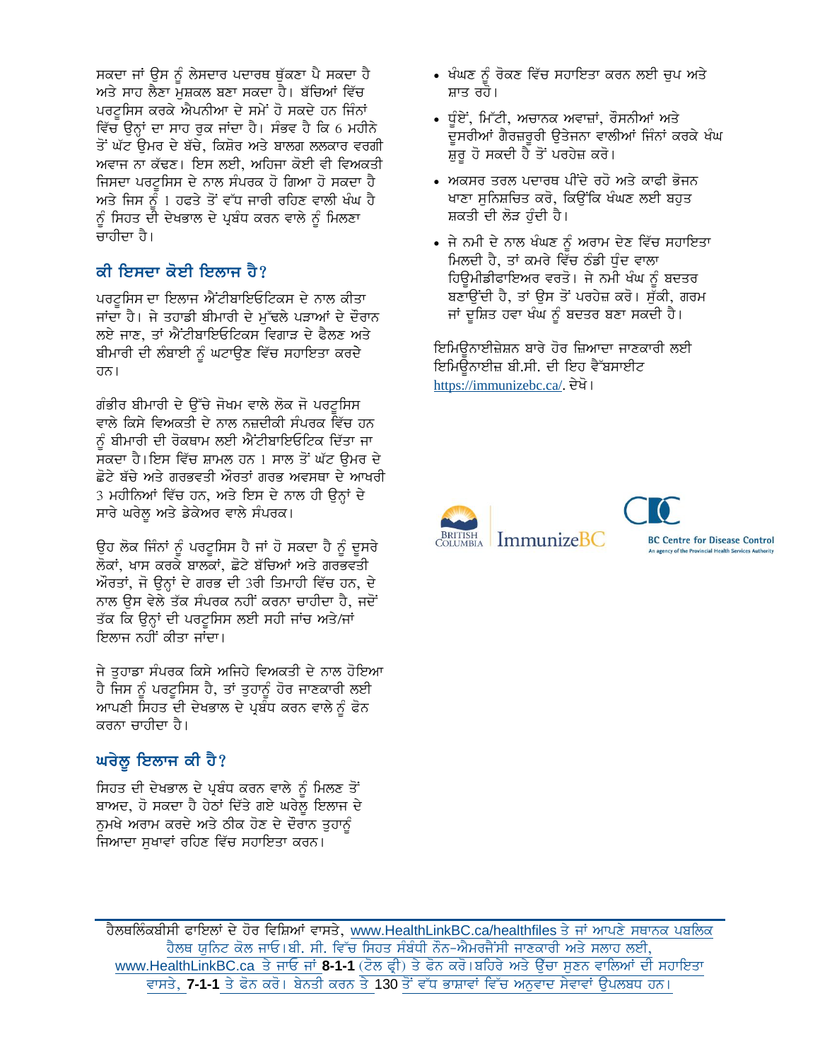ਸਕਦਾ ਜਾਂ ਉਸ ਨੂੰ ਲੇਸਦਾਰ ਪਦਾਰਥ ਥੁੱਕਣਾ ਪੈ ਸਕਦਾ ਹੈ ਅਤੇ ਸਾਹ ਲੈਣਾ ਮੁਸ਼ਕਲ ਬਣਾ ਸਕਦਾ ਹੈ। ਬੱਚਿਆਂ ਵਿੱਚ ਪਰਟੂਸਿਸ ਕਰਕੇ ਐਪਨੀਆ ਦੇ ਸਮੇਂ ਹੋ ਸਕਦੇ ਹਨ ਜਿੰਨਾਂ ਵਿੱਚ ਉਨ੍ਹਾਂ ਦਾ ਸਾਹ ਰੁਕ ਜਾਂਦਾ ਹੈ। ਸੰਭਵ ਹੈ ਕਿ 6 ਮਹੀਨੇ ਤੋਂ ਘੱਟ ਉਮਰ ਦੇ ਬੱਚੇ, ਕਿਸ਼ੋਰ ਅਤੇ ਬਾਲਗ ਲਲਕਾਰ ਵਰਗੀ ਅਵਾਜ ਨਾ ਕੱਢਣ। ਇਸ ਲਈ, ਅਜਿਹਾ ਕੋਈ ਵੀ ਵਿਅਕਤੀ ਜਿਸਦਾ ਪਰਟੂਸਿਸ ਦੇ ਨਾਲ ਸੰਪਰਕ ਹੋ ਗਿਆ ਹੋ ਸਕਦਾ ਹੈ ਅਤੇ ਜਿਸ ਨੂੰ 1 ਹਫਤੇ ਤੋਂ ਵੱਧ ਜਾਰੀ ਰਹਿਣ ਵਾਲੀ ਖੰਘ ਹੈ ਨੂੰ ਸਿਹਤ ਦੀ ਦੇਖਭਾਲ ਦੇ ਪ੍ਰਬੰਧ ਕਰਨ ਵਾਲੇ ਨੂੰ ਮਿਲਣਾ ਚਾਹੀਦਾ ਹੈ।

## ਕੀ ਇਸਦਾ ਕੋਈ ਇਲਾਜ ਹੈ?

ਪਰਟੂਸਿਸ ਦਾ ਇਲਾਜ ਐਂਟੀਬਾਇਓਟਿਕਸ ਦੇ ਨਾਲ ਕੀਤਾ ਜਾਂਦਾ ਹੈ। ਜੇ ਤਹਾਡੀ ਬੀਮਾਰੀ ਦੇ ਮੁੱਢਲੇ ਪੜਾਆਂ ਦੇ ਦੌਰਾਨ ਲਏ ਜਾਣ, ਤਾਂ ਐਂਟੀਬਾਇਓਟਿਕਸ ਵਿਗਾੜ ਦੇ ਫੈਲਣ ਅਤੇ ਬੀਮਾਰੀ ਦੀ ਲੰਬਾਈ ਨੂੰ ਘਟਾਉਣ ਵਿੱਚ ਸਹਾਇਤਾ ਕਰਦੇ ਹਨ।

ਗੰਭੀਰ ਬੀਮਾਰੀ ਦੇ ਉੱਚੇ ਜੋਖਮ ਵਾਲੇ ਲੋਕ ਜੋ ਪਰਟੂਸਿਸ ਵਾਲੇ ਕਿਸੇ ਵਿਅਕਤੀ ਦੇ ਨਾਲ ਨਜ਼ਦੀਕੀ ਸੰਪਰਕ ਵਿੱਚ ਹਨ ਨੂੰ ਬੀਮਾਰੀ ਦੀ ਰੋਕਥਾਮ ਲਈ ਐਂਟੀਬਾਇਓਟਿਕ ਦਿੱਤਾ ਜਾ ਸਕਦਾ ਹੈ।ਇਸ ਵਿੱਚ ਸ਼ਾਮਲ ਹਨ 1 ਸਾਲ ਤੋਂ ਘੱਟ ਉਮਰ ਦੇ ਛੋਟੇ ਬੱਚੇ ਅਤੇ ਗਰਭਵਤੀ ਔਰਤਾਂ ਗਰਭ ਅਵਸਥਾ ਦੇ ਆਖਰੀ 3 ਮਹੀਨਿਆਂ ਵਿੱਚ ਹਨ, ਅਤੇ ਇਸ ਦੇ ਨਾਲ ਹੀ ਉਨ੍ਹਾਂ ਦੇ ਸਾਰੇ ਘਰੇਲੂ ਅਤੇ ਡੇਕੇਅਰ ਵਾਲੇ ਸੰਪਰਕ।

ਉਹ ਲੋਕ ਜਿੰਨਾਂ ਨੂੰ ਪਰਟੂਸਿਸ ਹੈ ਜਾਂ ਹੋ ਸਕਦਾ ਹੈ ਨੂੰ ਦੂਸਰੇ ਲੋਕਾਂ, ਖਾਸ ਕਰਕੇ ਬਾਲਕਾਂ, ਛੋਟੇ ਬੱਚਿਆਂ ਅਤੇ ਗਰਭਵਤੀ ਔਰਤਾਂ, ਜੋ ਉਨ੍ਹਾਂ ਦੇ ਗਰਭ ਦੀ 3ਰੀ ਤਿਮਾਹੀ ਵਿੱਚ ਹਨ, ਦੇ ਨਾਲ ਉਸ ਵੇਲੇ ਤੱਕ ਸੰਪਰਕ ਨਹੀਂ ਕਰਨਾ ਚਾਹੀਦਾ ਹੈ, ਜਦੋਂ ਤੱਕ ਕਿ ਉਨ੍ਹਾਂ ਦੀ ਪਰਟੂਸਿਸ ਲਈ ਸਹੀ ਜਾਂਚ ਅਤੇ/ਜਾਂ ਇਲਾਜ ਨਹੀਂ ਕੀਤਾ ਜਾਂਦਾ।

ਜੇ ਤੁਹਾਡਾ ਸੰਪਰਕ ਕਿਸੇ ਅਜਿਹੇ ਵਿਅਕਤੀ ਦੇ ਨਾਲ ਹੋਇਆ ਹੈ ਜਿਸ ਨੂੰ ਪਰਟੂਸਿਸ ਹੈ, ਤਾਂ ਤੁਹਾਨੂੰ ਹੋਰ ਜਾਣਕਾਰੀ ਲਈ ਆਪਣੀ ਸਿਹਤ ਦੀ ਦੇਖਭਾਲ ਦੇ ਪ੍ਰਬੰਧ ਕਰਨ ਵਾਲੇ ਨੂੰ ਫੋਨ ਕਰਨਾ ਚਾਹੀਦਾ ਹੈ।

## ਘਰੇਲੂ ਇਲਾਜ ਕੀ ਹੈ?

ਸਿਹਤ ਦੀ ਦੇਖਭਾਲ ਦੇ ਪ੍ਰਬੰਧ ਕਰਨ ਵਾਲੇ ਨੂੰ ਮਿਲਣ ਤੋਂ ਬਾਅਦ, ਹੋ ਸਕਦਾ ਹੈ ਹੇਠਾਂ ਦਿੱਤੇ ਗਏ ਘਰੇਲੂ ਇਲਾਜ ਦੇ ਨੁਮਖੇ ਅਰਾਮ ਕਰਦੇ ਅਤੇ ਠੀਕ ਹੋਣ ਦੇ ਦੌਰਾਨ ਤੁਹਾਨੂੰ ਜਿਆਦਾ ਸੁਖਾਵਾਂ ਰਹਿਣ ਵਿੱਚ ਸਹਾਇਤਾ ਕਰਨ।

- ਖੰਘਣ ਨੂੰ ਰੋਕਣ ਵਿੱਚ ਸਹਾਇਤਾ ਕਰਨ ਲਈ ਚੁਪ ਅਤੇ ਸ਼ਾਤ ਰਹੋ।
- ਧੂੰਏਂ, ਮਿੱਟੀ, ਅਚਾਨਕ ਅਵਾਜ਼ਾਂ, ਰੌਸ਼ਨੀਆਂ ਅਤੇ ਦੂਸਰੀਆਂ ਗੈਰਜ਼ਰੂਰੀ ਉਤੇਜਨਾ ਵਾਲੀਆਂ ਜਿੰਨਾਂ ਕਰਕੇ ਖੰਘ ਸ਼ੁਰੂ ਹੋ ਸਕਦੀ ਹੈ ਤੋਂ ਪਰਹੇਜ਼ ਕਰੋ।
- ਅਕਸਰ ਤਰਲ ਪਦਾਰਥ ਪੀਂਦੇ ਰਹੋ ਅਤੇ ਕਾਫੀ ਭੋਜਨ ਖਾਣਾ ਸੁਨਿਸ਼ਚਿਤ ਕਰੋ, ਕਿਉਂਕਿ ਖੰਘਣ ਲਈ ਬਹੁਤ ਸ਼ਕਤੀ ਦੀ ਲੋੜ ਹੁੰਦੀ ਹੈ।
- ਜੇ ਨਮੀ ਦੇ ਨਾਲ ਖੰਘਣ ਨੂੰ ਅਰਾਮ ਦੇਣ ਵਿੱਚ ਸਹਾਇਤਾ ਮਿਲਦੀ ਹੈ, ਤਾਂ ਕਮਰੇ ਵਿੱਚ ਠੰਡੀ ਧੁੰਦ ਵਾਲਾ ਹਿਊਮੀਡੀਫਾਇਅਰ ਵਰਤੋ। ਜੇ ਨਮੀ ਖੰਘ ਨੂੰ ਬਦਤਰ ਬਣਾਉਂਦੀ ਹੈ, ਤਾਂ ਉਸ ਤੋਂ ਪਰਹੇਜ਼ ਕਰੋ। ਸੁੱਕੀ, ਗਰਮ ਜਾਂ ਦੂਸ਼ਿਤ ਹਵਾ ਖੰਘ ਨੂੰ ਬਦਤਰ ਬਣਾ ਸਕਦੀ ਹੈ।

ਇਮਿਊਨਾਈਜ਼ੇਸ਼ਨ ਬਾਰੇ ਹੋਰ ਜ਼ਿਆਦਾ ਜਾਣਕਾਰੀ ਲਈ ਇਮਿਊਨਾਈਜ਼ ਬੀ.ਸੀ. ਦੀ ਇਹ ਵੈੱਬਸਾਈਟ https://immunizebc.ca/. ਦੇਖੋ।

BRITISH COLUMBIA ImmunizeBC

BC Centre for Disease Control
An agency of the Provincial Health Services Authority

ਹੈਲਥਲਿੰਕਬੀਸੀ ਫਾਇਲਾਂ ਦੇ ਹੋਰ ਵਿਸ਼ਿਆਂ ਵਾਸਤੇ, www.HealthLinkBC.ca/healthfiles ਤੇ ਜਾਂ ਆਪਣੇ ਸਥਾਨਕ ਪਬਲਿਕ ਹੈਲਥ ਯੂਨਿਟ ਕੋਲ ਜਾਓ।ਬੀ. ਸੀ. ਵਿੱਚ ਸਿਹਤ ਸੰਬੰਧੀ ਨੌਨ-ਐਮਰਜੈਂਸੀ ਜਾਣਕਾਰੀ ਅਤੇ ਸਲਾਹ ਲਈ, www.HealthLinkBC.ca ਤੇ ਜਾਓ ਜਾਂ **8-1-1** (ਟੋਲ ਫ੍ਰੀ) ਤੇ ਫੋਨ ਕਰੋ।ਬਹਿਰੇ ਅਤੇ ਉੱਚਾ ਸੁਣਨ ਵਾਲਿਆਂ ਦੀ ਸਹਾਇਤਾ ਵਾਸਤੇ, **7-1-1** ਤੇ ਫੋਨ ਕਰੋ। ਬੇਨਤੀ ਕਰਨ ਤੇ 130 ਤੋਂ ਵੱਧ ਭਾਸ਼ਾਵਾਂ ਵਿੱਚ ਅਨੁਵਾਦ ਸੇਵਾਵਾਂ ਉਪਲਬਧ ਹਨ।